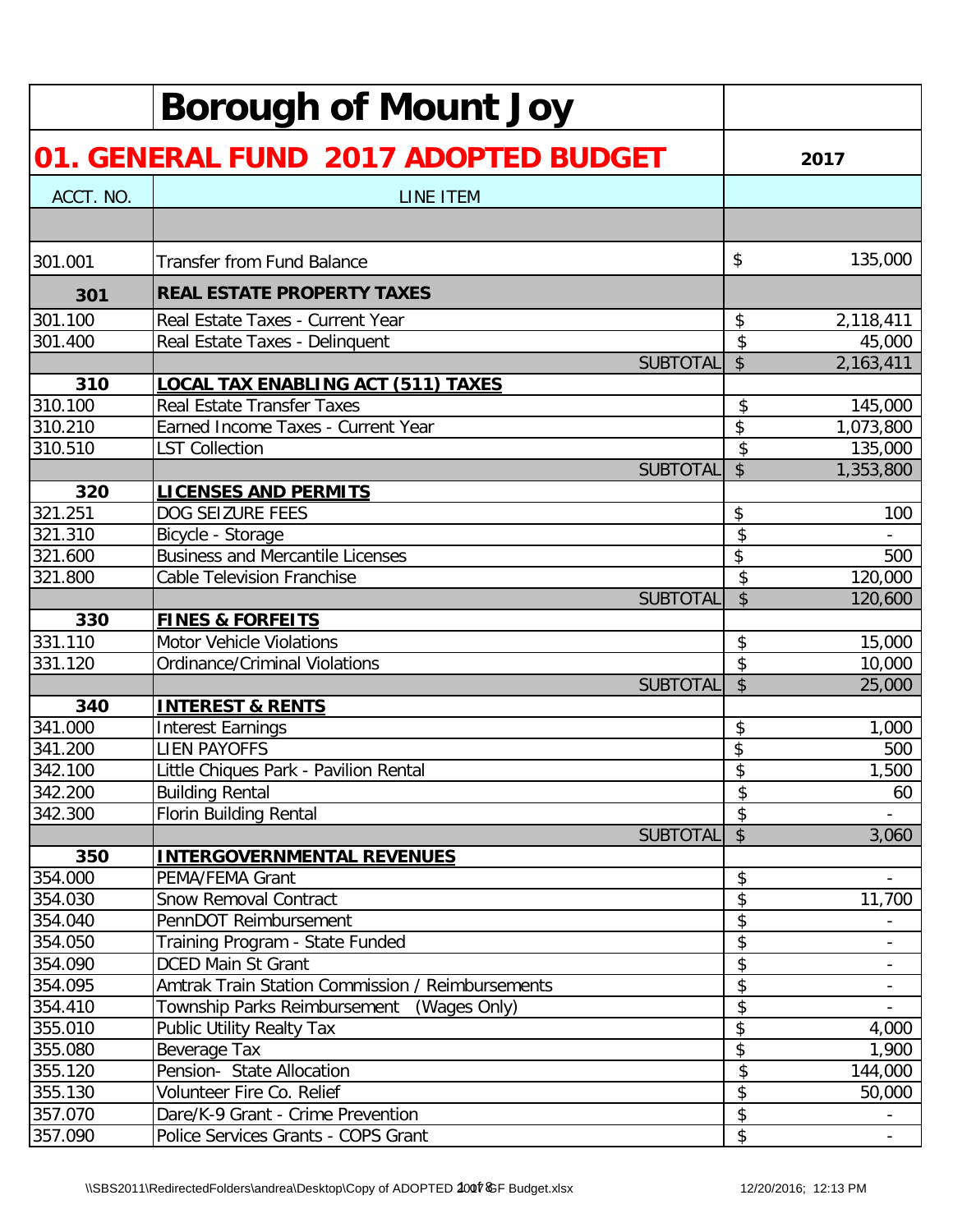# Borough of Mount Joy

## 01. GENERAL FUND 2017 ADOPTED BUDGET

| ACCT. NO. | LINE ITEM | 2017 |
|---|---|---|
| | | |
| 301.001 | Transfer from Fund Balance | $ 135,000 |
| **301** | **REAL ESTATE PROPERTY TAXES** | |
| 301.100 | Real Estate Taxes - Current Year | $ 2,118,411 |
| 301.400 | Real Estate Taxes - Delinquent | $ 45,000 |
| | SUBTOTAL | $ 2,163,411 |
| **310** | **LOCAL TAX ENABLING ACT (511) TAXES** | |
| 310.100 | Real Estate Transfer Taxes | $ 145,000 |
| 310.210 | Earned Income Taxes - Current Year | $ 1,073,800 |
| 310.510 | LST Collection | $ 135,000 |
| | SUBTOTAL | $ 1,353,800 |
| **320** | **LICENSES AND PERMITS** | |
| 321.251 | DOG SEIZURE FEES | $ 100 |
| 321.310 | Bicycle - Storage | $ - |
| 321.600 | Business and Mercantile Licenses | $ 500 |
| 321.800 | Cable Television Franchise | $ 120,000 |
| | SUBTOTAL | $ 120,600 |
| **330** | **FINES & FORFEITS** | |
| 331.110 | Motor Vehicle Violations | $ 15,000 |
| 331.120 | Ordinance/Criminal Violations | $ 10,000 |
| | SUBTOTAL | $ 25,000 |
| **340** | **INTEREST & RENTS** | |
| 341.000 | Interest Earnings | $ 1,000 |
| 341.200 | LIEN PAYOFFS | $ 500 |
| 342.100 | Little Chiques Park - Pavilion Rental | $ 1,500 |
| 342.200 | Building Rental | $ 60 |
| 342.300 | Florin Building Rental | $ - |
| | SUBTOTAL | $ 3,060 |
| **350** | **INTERGOVERNMENTAL REVENUES** | |
| 354.000 | PEMA/FEMA Grant | $ - |
| 354.030 | Snow Removal Contract | $ 11,700 |
| 354.040 | PennDOT Reimbursement | $ - |
| 354.050 | Training Program - State Funded | $ - |
| 354.090 | DCED Main St Grant | $ - |
| 354.095 | Amtrak Train Station Commission / Reimbursements | $ - |
| 354.410 | Township Parks Reimbursement (Wages Only) | $ - |
| 355.010 | Public Utility Realty Tax | $ 4,000 |
| 355.080 | Beverage Tax | $ 1,900 |
| 355.120 | Pension- State Allocation | $ 144,000 |
| 355.130 | Volunteer Fire Co. Relief | $ 50,000 |
| 357.070 | Dare/K-9 Grant - Crime Prevention | $ - |
| 357.090 | Police Services Grants - COPS Grant | $ - |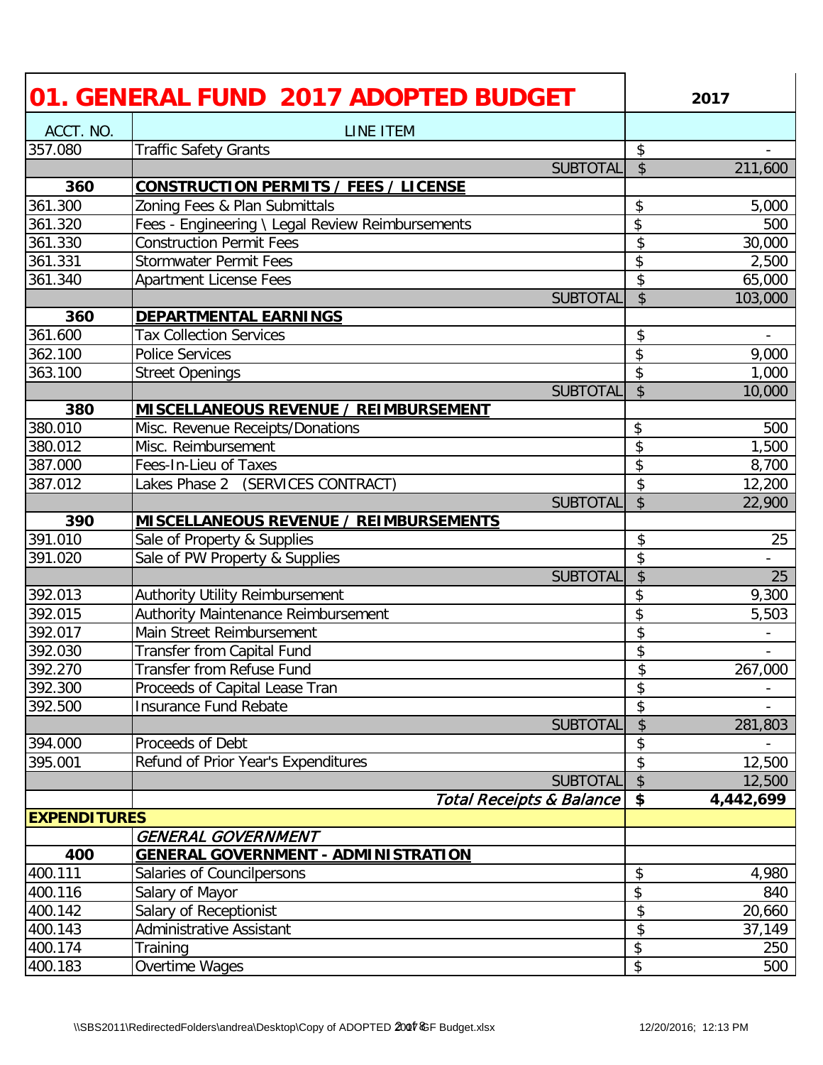# 01. GENERAL FUND 2017 ADOPTED BUDGET

| ACCT. NO. | LINE ITEM | 2017 |
|---|---|---|
| 357.080 | Traffic Safety Grants | $ - |
| | SUBTOTAL | $ 211,600 |
| **360** | **CONSTRUCTION PERMITS / FEES / LICENSE** | |
| 361.300 | Zoning Fees & Plan Submittals | $ 5,000 |
| 361.320 | Fees - Engineering \ Legal Review Reimbursements | $ 500 |
| 361.330 | Construction Permit Fees | $ 30,000 |
| 361.331 | Stormwater Permit Fees | $ 2,500 |
| 361.340 | Apartment License Fees | $ 65,000 |
| | SUBTOTAL | $ 103,000 |
| **360** | **DEPARTMENTAL EARNINGS** | |
| 361.600 | Tax Collection Services | $ - |
| 362.100 | Police Services | $ 9,000 |
| 363.100 | Street Openings | $ 1,000 |
| | SUBTOTAL | $ 10,000 |
| **380** | **MISCELLANEOUS REVENUE / REIMBURSEMENT** | |
| 380.010 | Misc. Revenue Receipts/Donations | $ 500 |
| 380.012 | Misc. Reimbursement | $ 1,500 |
| 387.000 | Fees-In-Lieu of Taxes | $ 8,700 |
| 387.012 | Lakes Phase 2 (SERVICES CONTRACT) | $ 12,200 |
| | SUBTOTAL | $ 22,900 |
| **390** | **MISCELLANEOUS REVENUE / REIMBURSEMENTS** | |
| 391.010 | Sale of Property & Supplies | $ 25 |
| 391.020 | Sale of PW Property & Supplies | $ - |
| | SUBTOTAL | $ 25 |
| 392.013 | Authority Utility Reimbursement | $ 9,300 |
| 392.015 | Authority Maintenance Reimbursement | $ 5,503 |
| 392.017 | Main Street Reimbursement | $ - |
| 392.030 | Transfer from Capital Fund | $ - |
| 392.270 | Transfer from Refuse Fund | $ 267,000 |
| 392.300 | Proceeds of Capital Lease Tran | $ - |
| 392.500 | Insurance Fund Rebate | $ - |
| | SUBTOTAL | $ 281,803 |
| 394.000 | Proceeds of Debt | $ - |
| 395.001 | Refund of Prior Year's Expenditures | $ 12,500 |
| | SUBTOTAL | $ 12,500 |
| | ***Total Receipts & Balance*** | **$ 4,442,699** |
| **EXPENDITURES** | | |
| | *GENERAL GOVERNMENT* | |
| **400** | **GENERAL GOVERNMENT - ADMINISTRATION** | |
| 400.111 | Salaries of Councilpersons | $ 4,980 |
| 400.116 | Salary of Mayor | $ 840 |
| 400.142 | Salary of Receptionist | $ 20,660 |
| 400.143 | Administrative Assistant | $ 37,149 |
| 400.174 | Training | $ 250 |
| 400.183 | Overtime Wages | $ 500 |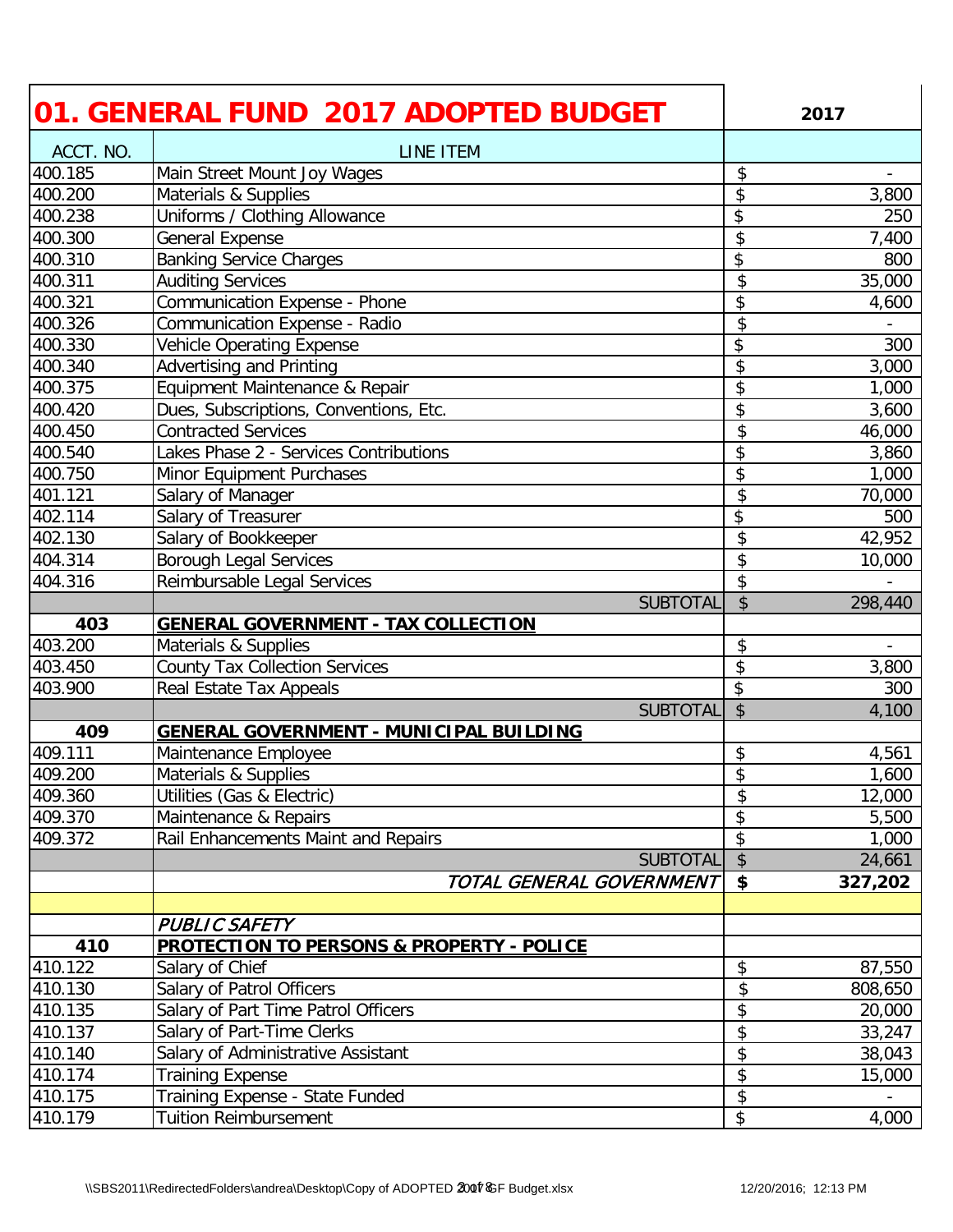# 01. GENERAL FUND 2017 ADOPTED BUDGET

| ACCT. NO. | LINE ITEM | 2017 |
|---|---|---|
| 400.185 | Main Street Mount Joy Wages | $ - |
| 400.200 | Materials & Supplies | $ 3,800 |
| 400.238 | Uniforms / Clothing Allowance | $ 250 |
| 400.300 | General Expense | $ 7,400 |
| 400.310 | Banking Service Charges | $ 800 |
| 400.311 | Auditing Services | $ 35,000 |
| 400.321 | Communication Expense - Phone | $ 4,600 |
| 400.326 | Communication Expense - Radio | $ - |
| 400.330 | Vehicle Operating Expense | $ 300 |
| 400.340 | Advertising and Printing | $ 3,000 |
| 400.375 | Equipment Maintenance & Repair | $ 1,000 |
| 400.420 | Dues, Subscriptions, Conventions, Etc. | $ 3,600 |
| 400.450 | Contracted Services | $ 46,000 |
| 400.540 | Lakes Phase 2 - Services Contributions | $ 3,860 |
| 400.750 | Minor Equipment Purchases | $ 1,000 |
| 401.121 | Salary of Manager | $ 70,000 |
| 402.114 | Salary of Treasurer | $ 500 |
| 402.130 | Salary of Bookkeeper | $ 42,952 |
| 404.314 | Borough Legal Services | $ 10,000 |
| 404.316 | Reimbursable Legal Services | $ - |
| | SUBTOTAL | $ 298,440 |
| **403** | **GENERAL GOVERNMENT - TAX COLLECTION** | |
| 403.200 | Materials & Supplies | $ - |
| 403.450 | County Tax Collection Services | $ 3,800 |
| 403.900 | Real Estate Tax Appeals | $ 300 |
| | SUBTOTAL | $ 4,100 |
| **409** | **GENERAL GOVERNMENT - MUNICIPAL BUILDING** | |
| 409.111 | Maintenance Employee | $ 4,561 |
| 409.200 | Materials & Supplies | $ 1,600 |
| 409.360 | Utilities (Gas & Electric) | $ 12,000 |
| 409.370 | Maintenance & Repairs | $ 5,500 |
| 409.372 | Rail Enhancements Maint and Repairs | $ 1,000 |
| | SUBTOTAL | $ 24,661 |
| | *TOTAL GENERAL GOVERNMENT* | **$ 327,202** |
| | | |
| | *PUBLIC SAFETY* | |
| **410** | **PROTECTION TO PERSONS & PROPERTY - POLICE** | |
| 410.122 | Salary of Chief | $ 87,550 |
| 410.130 | Salary of Patrol Officers | $ 808,650 |
| 410.135 | Salary of Part Time Patrol Officers | $ 20,000 |
| 410.137 | Salary of Part-Time Clerks | $ 33,247 |
| 410.140 | Salary of Administrative Assistant | $ 38,043 |
| 410.174 | Training Expense | $ 15,000 |
| 410.175 | Training Expense - State Funded | $ - |
| 410.179 | Tuition Reimbursement | $ 4,000 |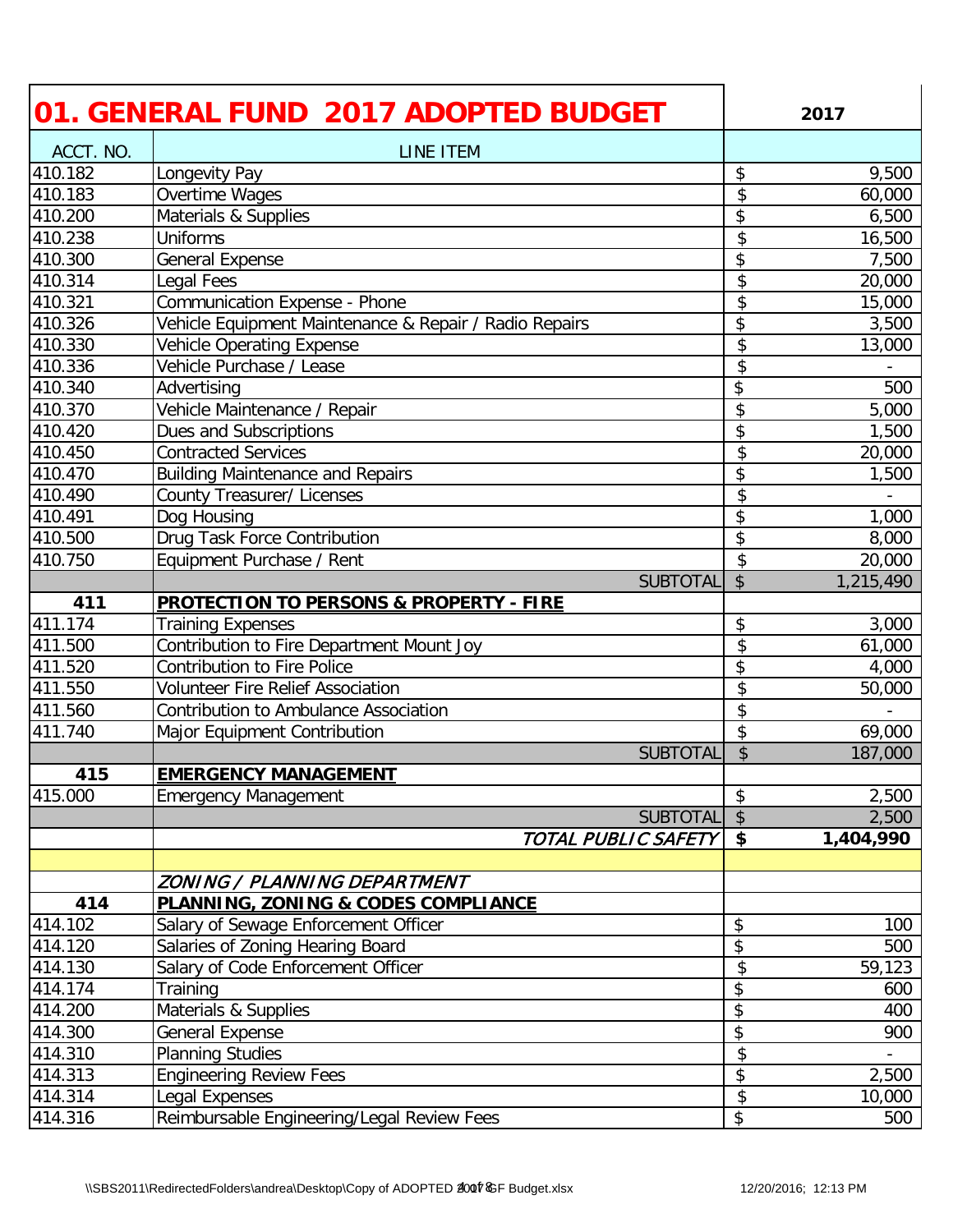| 01. GENERAL FUND 2017 ADOPTED BUDGET | | 2017 |
|---|---|---|
| ACCT. NO. | LINE ITEM | |
| 410.182 | Longevity Pay | $ 9,500 |
| 410.183 | Overtime Wages | $ 60,000 |
| 410.200 | Materials & Supplies | $ 6,500 |
| 410.238 | Uniforms | $ 16,500 |
| 410.300 | General Expense | $ 7,500 |
| 410.314 | Legal Fees | $ 20,000 |
| 410.321 | Communication Expense - Phone | $ 15,000 |
| 410.326 | Vehicle Equipment Maintenance & Repair / Radio Repairs | $ 3,500 |
| 410.330 | Vehicle Operating Expense | $ 13,000 |
| 410.336 | Vehicle Purchase / Lease | $ - |
| 410.340 | Advertising | $ 500 |
| 410.370 | Vehicle Maintenance / Repair | $ 5,000 |
| 410.420 | Dues and Subscriptions | $ 1,500 |
| 410.450 | Contracted Services | $ 20,000 |
| 410.470 | Building Maintenance and Repairs | $ 1,500 |
| 410.490 | County Treasurer/ Licenses | $ - |
| 410.491 | Dog Housing | $ 1,000 |
| 410.500 | Drug Task Force Contribution | $ 8,000 |
| 410.750 | Equipment Purchase / Rent | $ 20,000 |
| | SUBTOTAL | $ 1,215,490 |
| **411** | **PROTECTION TO PERSONS & PROPERTY - FIRE** | |
| 411.174 | Training Expenses | $ 3,000 |
| 411.500 | Contribution to Fire Department Mount Joy | $ 61,000 |
| 411.520 | Contribution to Fire Police | $ 4,000 |
| 411.550 | Volunteer Fire Relief Association | $ 50,000 |
| 411.560 | Contribution to Ambulance Association | $ - |
| 411.740 | Major Equipment Contribution | $ 69,000 |
| | SUBTOTAL | $ 187,000 |
| **415** | **EMERGENCY MANAGEMENT** | |
| 415.000 | Emergency Management | $ 2,500 |
| | SUBTOTAL | $ 2,500 |
| | *TOTAL PUBLIC SAFETY* | **$ 1,404,990** |
| | | |
| | *ZONING / PLANNING DEPARTMENT* | |
| **414** | **PLANNING, ZONING & CODES COMPLIANCE** | |
| 414.102 | Salary of Sewage Enforcement Officer | $ 100 |
| 414.120 | Salaries of Zoning Hearing Board | $ 500 |
| 414.130 | Salary of Code Enforcement Officer | $ 59,123 |
| 414.174 | Training | $ 600 |
| 414.200 | Materials & Supplies | $ 400 |
| 414.300 | General Expense | $ 900 |
| 414.310 | Planning Studies | $ - |
| 414.313 | Engineering Review Fees | $ 2,500 |
| 414.314 | Legal Expenses | $ 10,000 |
| 414.316 | Reimbursable Engineering/Legal Review Fees | $ 500 |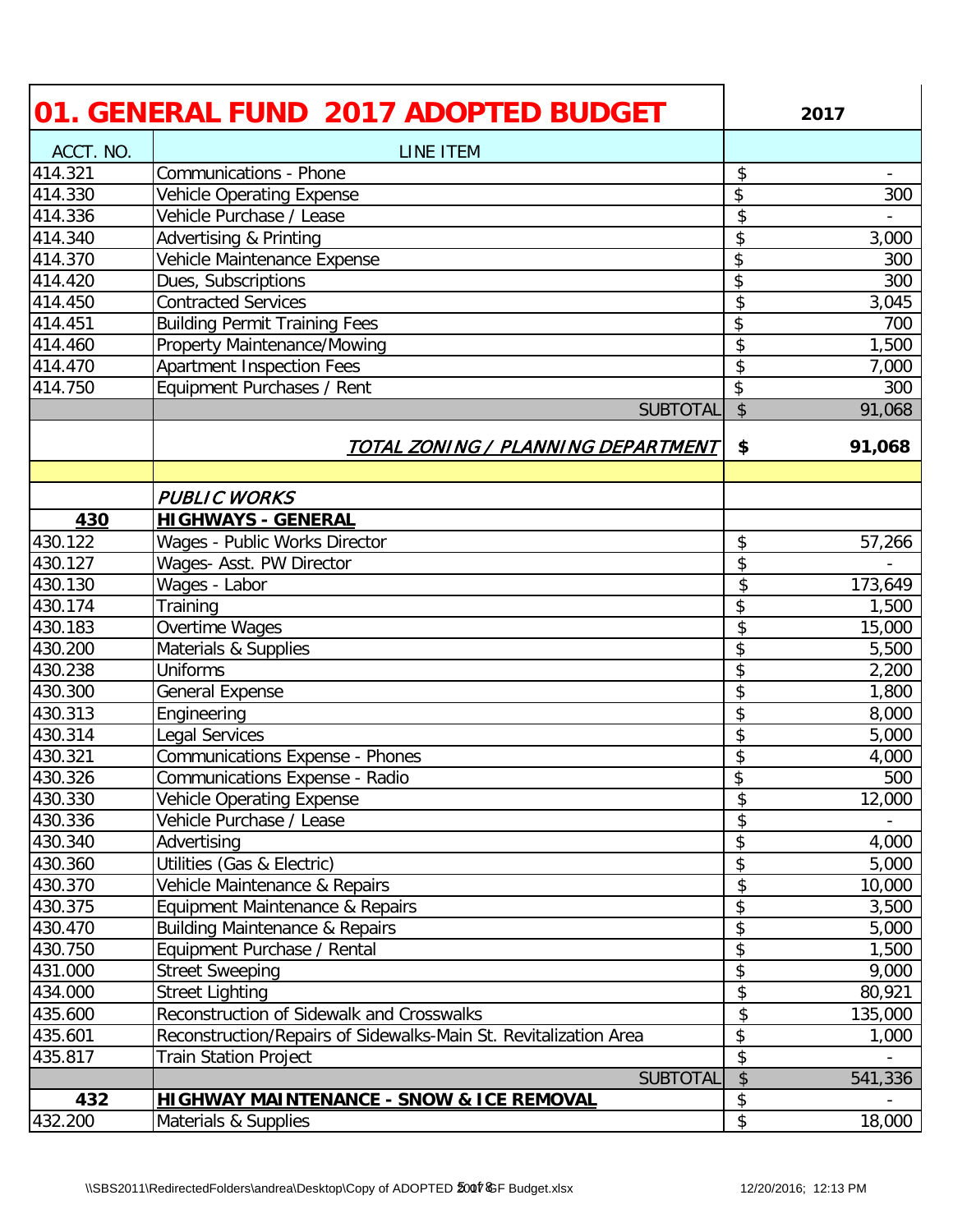# 01. GENERAL FUND 2017 ADOPTED BUDGET

| ACCT. NO. | LINE ITEM | 2017 |
|---|---|---|
| 414.321 | Communications - Phone | $ - |
| 414.330 | Vehicle Operating Expense | $ 300 |
| 414.336 | Vehicle Purchase / Lease | $ - |
| 414.340 | Advertising & Printing | $ 3,000 |
| 414.370 | Vehicle Maintenance Expense | $ 300 |
| 414.420 | Dues, Subscriptions | $ 300 |
| 414.450 | Contracted Services | $ 3,045 |
| 414.451 | Building Permit Training Fees | $ 700 |
| 414.460 | Property Maintenance/Mowing | $ 1,500 |
| 414.470 | Apartment Inspection Fees | $ 7,000 |
| 414.750 | Equipment Purchases / Rent | $ 300 |
| | SUBTOTAL | $ 91,068 |
| | ***TOTAL ZONING / PLANNING DEPARTMENT*** | **$ 91,068** |
| | | |
| | *PUBLIC WORKS* | |
| **430** | **HIGHWAYS - GENERAL** | |
| 430.122 | Wages - Public Works Director | $ 57,266 |
| 430.127 | Wages- Asst. PW Director | $ - |
| 430.130 | Wages - Labor | $ 173,649 |
| 430.174 | Training | $ 1,500 |
| 430.183 | Overtime Wages | $ 15,000 |
| 430.200 | Materials & Supplies | $ 5,500 |
| 430.238 | Uniforms | $ 2,200 |
| 430.300 | General Expense | $ 1,800 |
| 430.313 | Engineering | $ 8,000 |
| 430.314 | Legal Services | $ 5,000 |
| 430.321 | Communications Expense - Phones | $ 4,000 |
| 430.326 | Communications Expense - Radio | $ 500 |
| 430.330 | Vehicle Operating Expense | $ 12,000 |
| 430.336 | Vehicle Purchase / Lease | $ - |
| 430.340 | Advertising | $ 4,000 |
| 430.360 | Utilities (Gas & Electric) | $ 5,000 |
| 430.370 | Vehicle Maintenance & Repairs | $ 10,000 |
| 430.375 | Equipment Maintenance & Repairs | $ 3,500 |
| 430.470 | Building Maintenance & Repairs | $ 5,000 |
| 430.750 | Equipment Purchase / Rental | $ 1,500 |
| 431.000 | Street Sweeping | $ 9,000 |
| 434.000 | Street Lighting | $ 80,921 |
| 435.600 | Reconstruction of Sidewalk and Crosswalks | $ 135,000 |
| 435.601 | Reconstruction/Repairs of Sidewalks-Main St. Revitalization Area | $ 1,000 |
| 435.817 | Train Station Project | $ - |
| | SUBTOTAL | $ 541,336 |
| **432** | **HIGHWAY MAINTENANCE - SNOW & ICE REMOVAL** | $ - |
| 432.200 | Materials & Supplies | $ 18,000 |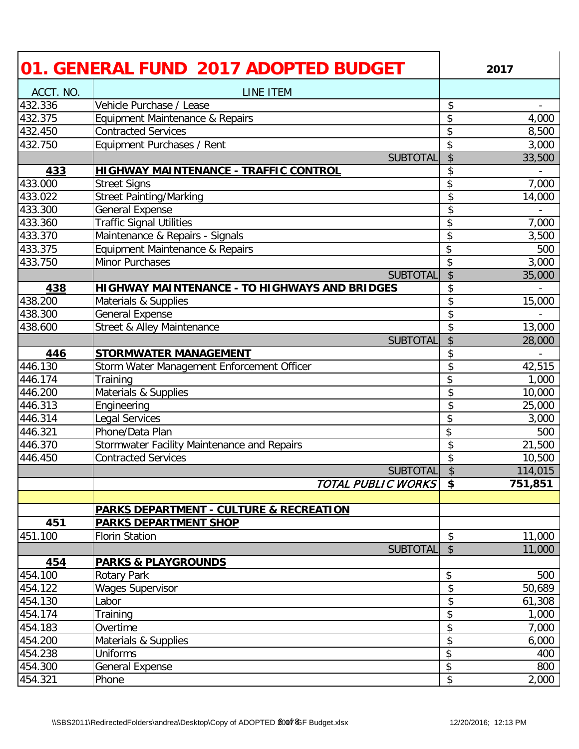# 01. GENERAL FUND 2017 ADOPTED BUDGET

| ACCT. NO. | LINE ITEM | 2017 |
|---|---|---|
| 432.336 | Vehicle Purchase / Lease | $ - |
| 432.375 | Equipment Maintenance & Repairs | $ 4,000 |
| 432.450 | Contracted Services | $ 8,500 |
| 432.750 | Equipment Purchases / Rent | $ 3,000 |
| | SUBTOTAL | $ 33,500 |
| **433** | **HIGHWAY MAINTENANCE - TRAFFIC CONTROL** | $ - |
| 433.000 | Street Signs | $ 7,000 |
| 433.022 | Street Painting/Marking | $ 14,000 |
| 433.300 | General Expense | $ - |
| 433.360 | Traffic Signal Utilities | $ 7,000 |
| 433.370 | Maintenance & Repairs - Signals | $ 3,500 |
| 433.375 | Equipment Maintenance & Repairs | $ 500 |
| 433.750 | Minor Purchases | $ 3,000 |
| | SUBTOTAL | $ 35,000 |
| **438** | **HIGHWAY MAINTENANCE - TO HIGHWAYS AND BRIDGES** | $ - |
| 438.200 | Materials & Supplies | $ 15,000 |
| 438.300 | General Expense | $ - |
| 438.600 | Street & Alley Maintenance | $ 13,000 |
| | SUBTOTAL | $ 28,000 |
| **446** | **STORMWATER MANAGEMENT** | $ - |
| 446.130 | Storm Water Management Enforcement Officer | $ 42,515 |
| 446.174 | Training | $ 1,000 |
| 446.200 | Materials & Supplies | $ 10,000 |
| 446.313 | Engineering | $ 25,000 |
| 446.314 | Legal Services | $ 3,000 |
| 446.321 | Phone/Data Plan | $ 500 |
| 446.370 | Stormwater Facility Maintenance and Repairs | $ 21,500 |
| 446.450 | Contracted Services | $ 10,500 |
| | SUBTOTAL | $ 114,015 |
| | *TOTAL PUBLIC WORKS* | **$ 751,851** |
| | | |
| | **PARKS DEPARTMENT - CULTURE & RECREATION** | |
| **451** | **PARKS DEPARTMENT SHOP** | |
| 451.100 | Florin Station | $ 11,000 |
| | SUBTOTAL | $ 11,000 |
| **454** | **PARKS & PLAYGROUNDS** | |
| 454.100 | Rotary Park | $ 500 |
| 454.122 | Wages Supervisor | $ 50,689 |
| 454.130 | Labor | $ 61,308 |
| 454.174 | Training | $ 1,000 |
| 454.183 | Overtime | $ 7,000 |
| 454.200 | Materials & Supplies | $ 6,000 |
| 454.238 | Uniforms | $ 400 |
| 454.300 | General Expense | $ 800 |
| 454.321 | Phone | $ 2,000 |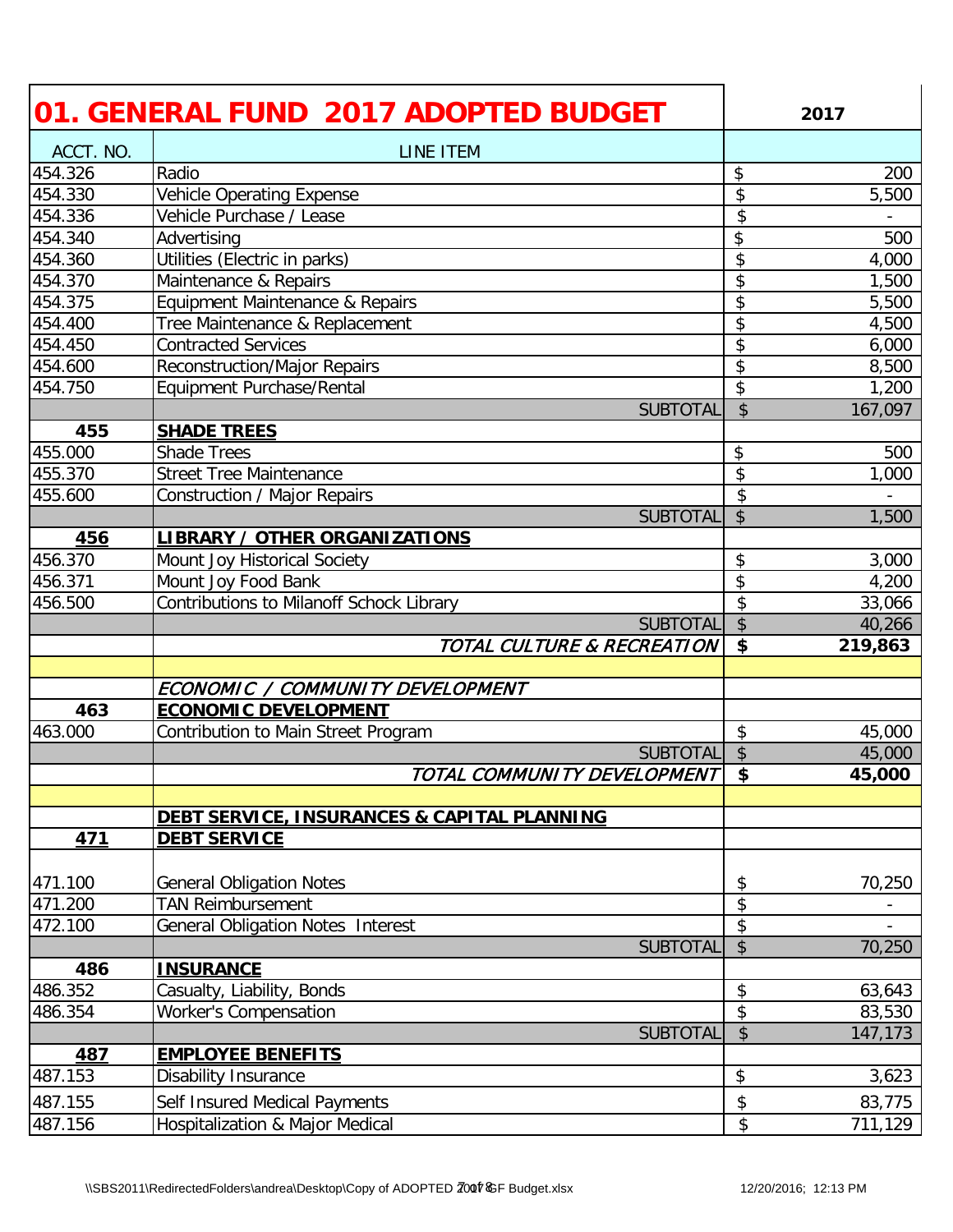# 01. GENERAL FUND 2017 ADOPTED BUDGET

| ACCT. NO. | LINE ITEM | 2017 |
|---|---|---|
| 454.326 | Radio | $ 200 |
| 454.330 | Vehicle Operating Expense | $ 5,500 |
| 454.336 | Vehicle Purchase / Lease | $ - |
| 454.340 | Advertising | $ 500 |
| 454.360 | Utilities (Electric in parks) | $ 4,000 |
| 454.370 | Maintenance & Repairs | $ 1,500 |
| 454.375 | Equipment Maintenance & Repairs | $ 5,500 |
| 454.400 | Tree Maintenance & Replacement | $ 4,500 |
| 454.450 | Contracted Services | $ 6,000 |
| 454.600 | Reconstruction/Major Repairs | $ 8,500 |
| 454.750 | Equipment Purchase/Rental | $ 1,200 |
| | SUBTOTAL | $ 167,097 |
| **455** | **SHADE TREES** | |
| 455.000 | Shade Trees | $ 500 |
| 455.370 | Street Tree Maintenance | $ 1,000 |
| 455.600 | Construction / Major Repairs | $ - |
| | SUBTOTAL | $ 1,500 |
| **456** | **LIBRARY / OTHER ORGANIZATIONS** | |
| 456.370 | Mount Joy Historical Society | $ 3,000 |
| 456.371 | Mount Joy Food Bank | $ 4,200 |
| 456.500 | Contributions to Milanoff Schock Library | $ 33,066 |
| | SUBTOTAL | $ 40,266 |
| | *TOTAL CULTURE & RECREATION* | **$ 219,863** |
| | | |
| | *ECONOMIC / COMMUNITY DEVELOPMENT* | |
| **463** | **ECONOMIC DEVELOPMENT** | |
| 463.000 | Contribution to Main Street Program | $ 45,000 |
| | SUBTOTAL | $ 45,000 |
| | *TOTAL COMMUNITY DEVELOPMENT* | **$ 45,000** |
| | | |
| | **DEBT SERVICE, INSURANCES & CAPITAL PLANNING** | |
| **471** | **DEBT SERVICE** | |
| 471.100 | General Obligation Notes | $ 70,250 |
| 471.200 | TAN Reimbursement | $ - |
| 472.100 | General Obligation Notes Interest | $ - |
| | SUBTOTAL | $ 70,250 |
| **486** | **INSURANCE** | |
| 486.352 | Casualty, Liability, Bonds | $ 63,643 |
| 486.354 | Worker's Compensation | $ 83,530 |
| | SUBTOTAL | $ 147,173 |
| **487** | **EMPLOYEE BENEFITS** | |
| 487.153 | Disability Insurance | $ 3,623 |
| 487.155 | Self Insured Medical Payments | $ 83,775 |
| 487.156 | Hospitalization & Major Medical | $ 711,129 |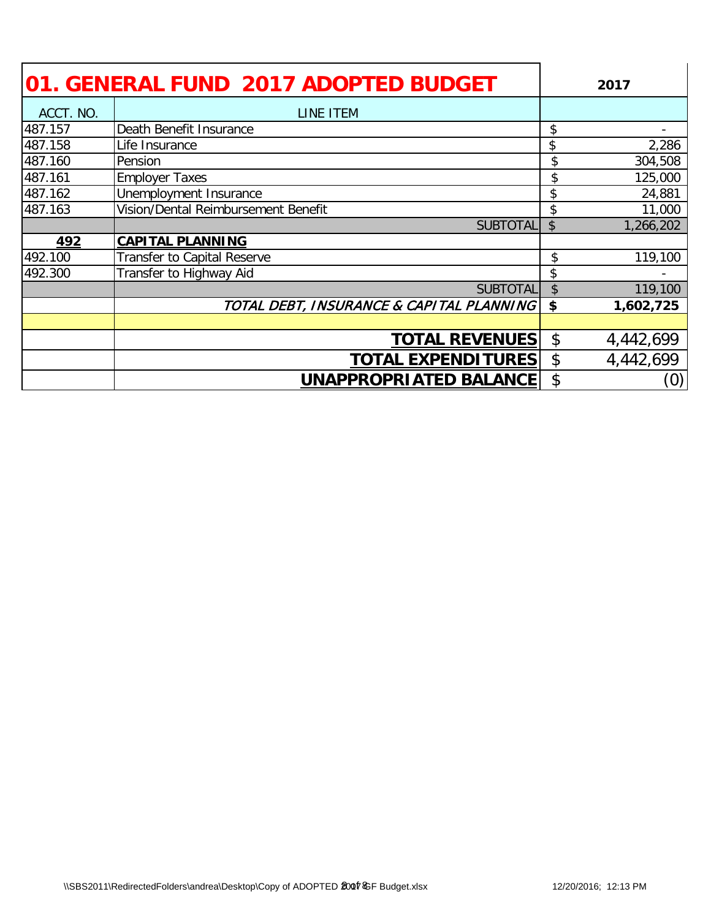| 01. GENERAL FUND 2017 ADOPTED BUDGET | | 2017 |
|---|---|---|
| ACCT. NO. | LINE ITEM | |
| 487.157 | Death Benefit Insurance | $ - |
| 487.158 | Life Insurance | $ 2,286 |
| 487.160 | Pension | $ 304,508 |
| 487.161 | Employer Taxes | $ 125,000 |
| 487.162 | Unemployment Insurance | $ 24,881 |
| 487.163 | Vision/Dental Reimbursement Benefit | $ 11,000 |
| | SUBTOTAL | $ 1,266,202 |
| **492** | **CAPITAL PLANNING** | |
| 492.100 | Transfer to Capital Reserve | $ 119,100 |
| 492.300 | Transfer to Highway Aid | $ - |
| | SUBTOTAL | $ 119,100 |
| | *TOTAL DEBT, INSURANCE & CAPITAL PLANNING* | **$ 1,602,725** |
| | | |
| | **TOTAL REVENUES** | $ 4,442,699 |
| | **TOTAL EXPENDITURES** | $ 4,442,699 |
| | **UNAPPROPRIATED BALANCE** | $ (0) |

\\SBS2011\RedirectedFolders\andrea\Desktop\Copy of ADOPTED 2017 GF Budget.xlsx 12/20/2016; 12:13 PM